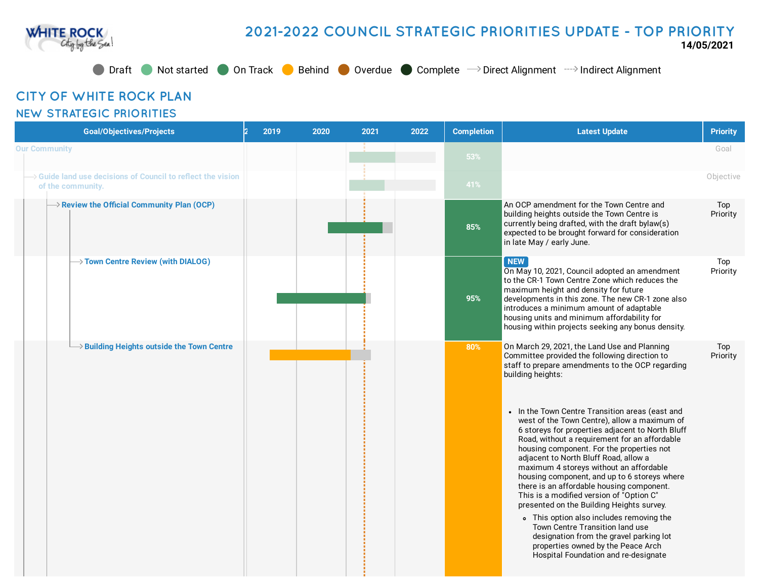# 2021-2022 COUNCIL STRATEGIC PRIORITIES UPDATE - TOP PRIORITY

**14/05/2021**

Draft | Not started | On Track | Behind | Overdue | Complete | → Direct Alignment | ⇢ Indirect Alignment

## CITY OF WHITE ROCK PLAN

### NEW STRATEGIC PRIORITIES

| Goal/Objectives/Projects | 2019 | 2020 | 2021 | 2022 | Completion | Latest Update | Priority |
|---|---|---|---|---|---|---|---|
| Our Community | | | | | 53% | | Goal |
| → Guide land use decisions of Council to reflect the vision of the community. | | | | | 41% | | Objective |
| → Review the Official Community Plan (OCP) | | | | | 85% | An OCP amendment for the Town Centre and building heights outside the Town Centre is currently being drafted, with the draft bylaw(s) expected to be brought forward for consideration in late May / early June. | Top Priority |
| → Town Centre Review (with DIALOG) | | | | | 95% | **NEW** On May 10, 2021, Council adopted an amendment to the CR-1 Town Centre Zone which reduces the maximum height and density for future developments in this zone. The new CR-1 zone also introduces a minimum amount of adaptable housing units and minimum affordability for housing within projects seeking any bonus density. | Top Priority |
| → Building Heights outside the Town Centre | | | | | 80% | On March 29, 2021, the Land Use and Planning Committee provided the following direction to staff to prepare amendments to the OCP regarding building heights:<br><br>• In the Town Centre Transition areas (east and west of the Town Centre), allow a maximum of 6 storeys for properties adjacent to North Bluff Road, without a requirement for an affordable housing component. For the properties not adjacent to North Bluff Road, allow a maximum 4 storeys without an affordable housing component, and up to 6 storeys where there is an affordable housing component. This is a modified version of "Option C" presented on the Building Heights survey.<br>&nbsp;&nbsp;&nbsp;&nbsp;◦ This option also includes removing the Town Centre Transition land use designation from the gravel parking lot properties owned by the Peace Arch Hospital Foundation and re-designate | Top Priority |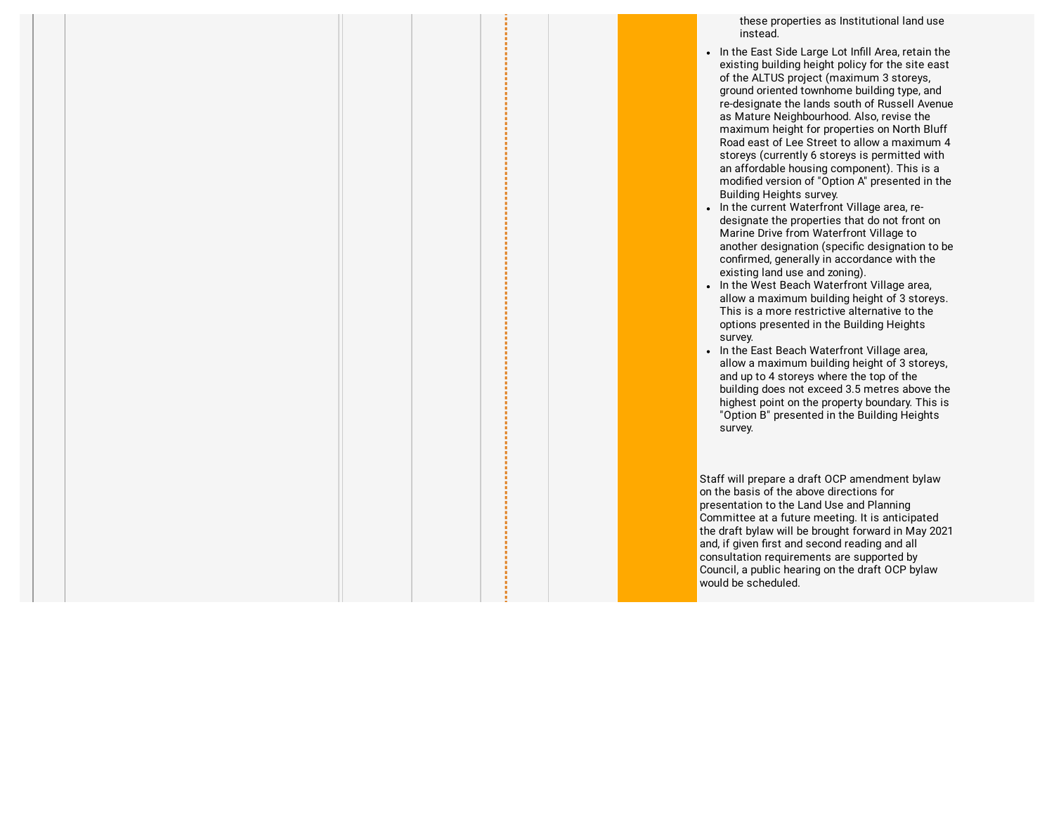these properties as Institutional land use instead.

- In the East Side Large Lot Infill Area, retain the existing building height policy for the site east of the ALTUS project (maximum 3 storeys, ground oriented townhome building type, and re-designate the lands south of Russell Avenue as Mature Neighbourhood. Also, revise the maximum height for properties on North Bluff Road east of Lee Street to allow a maximum 4 storeys (currently 6 storeys is permitted with an affordable housing component). This is a modified version of "Option A" presented in the Building Heights survey.
- In the current Waterfront Village area, re-designate the properties that do not front on Marine Drive from Waterfront Village to another designation (specific designation to be confirmed, generally in accordance with the existing land use and zoning).
- In the West Beach Waterfront Village area, allow a maximum building height of 3 storeys. This is a more restrictive alternative to the options presented in the Building Heights survey.
- In the East Beach Waterfront Village area, allow a maximum building height of 3 storeys, and up to 4 storeys where the top of the building does not exceed 3.5 metres above the highest point on the property boundary. This is "Option B" presented in the Building Heights survey.

Staff will prepare a draft OCP amendment bylaw on the basis of the above directions for presentation to the Land Use and Planning Committee at a future meeting. It is anticipated the draft bylaw will be brought forward in May 2021 and, if given first and second reading and all consultation requirements are supported by Council, a public hearing on the draft OCP bylaw would be scheduled.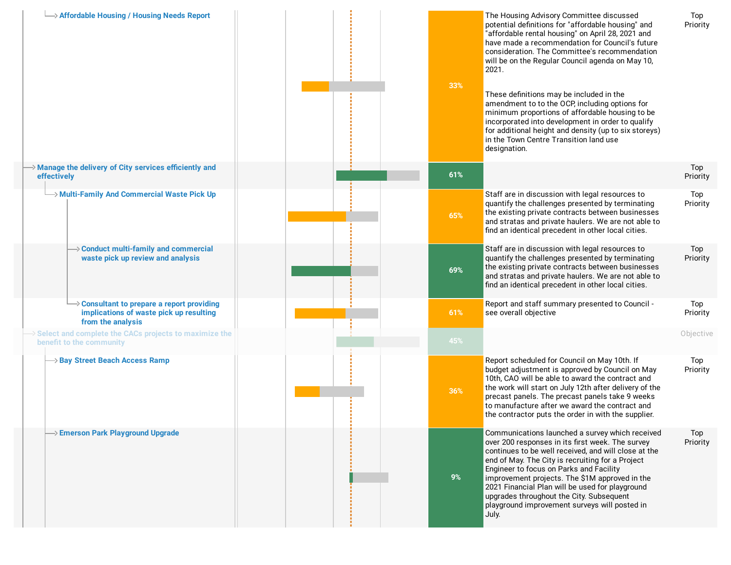| Item | Progress | Comments | Type |
|---|---|---|---|
| Affordable Housing / Housing Needs Report | 33% | The Housing Advisory Committee discussed potential definitions for "affordable housing" and "affordable rental housing" on April 28, 2021 and have made a recommendation for Council's future consideration. The Committee's recommendation will be on the Regular Council agenda on May 10, 2021.<br><br>These definitions may be included in the amendment to to the OCP, including options for minimum proportions of affordable housing to be incorporated into development in order to qualify for additional height and density (up to six storeys) in the Town Centre Transition land use designation. | Top Priority |
| Manage the delivery of City services efficiently and effectively | 61% | | Top Priority |
| Multi-Family And Commercial Waste Pick Up | 65% | Staff are in discussion with legal resources to quantify the challenges presented by terminating the existing private contracts between businesses and stratas and private haulers. We are not able to find an identical precedent in other local cities. | Top Priority |
| Conduct multi-family and commercial waste pick up review and analysis | 69% | Staff are in discussion with legal resources to quantify the challenges presented by terminating the existing private contracts between businesses and stratas and private haulers. We are not able to find an identical precedent in other local cities. | Top Priority |
| Consultant to prepare a report providing implications of waste pick up resulting from the analysis | 61% | Report and staff summary presented to Council - see overall objective | Top Priority |
| Select and complete the CACs projects to maximize the benefit to the community | 45% | | Objective |
| Bay Street Beach Access Ramp | 36% | Report scheduled for Council on May 10th. If budget adjustment is approved by Council on May 10th, CAO will be able to award the contract and the work will start on July 12th after delivery of the precast panels. The precast panels take 9 weeks to manufacture after we award the contract and the contractor puts the order in with the supplier. | Top Priority |
| Emerson Park Playground Upgrade | 9% | Communications launched a survey which received over 200 responses in its first week. The survey continues to be well received, and will close at the end of May. The City is recruiting for a Project Engineer to focus on Parks and Facility improvement projects. The $1M approved in the 2021 Financial Plan will be used for playground upgrades throughout the City. Subsequent playground improvement surveys will posted in July. | Top Priority |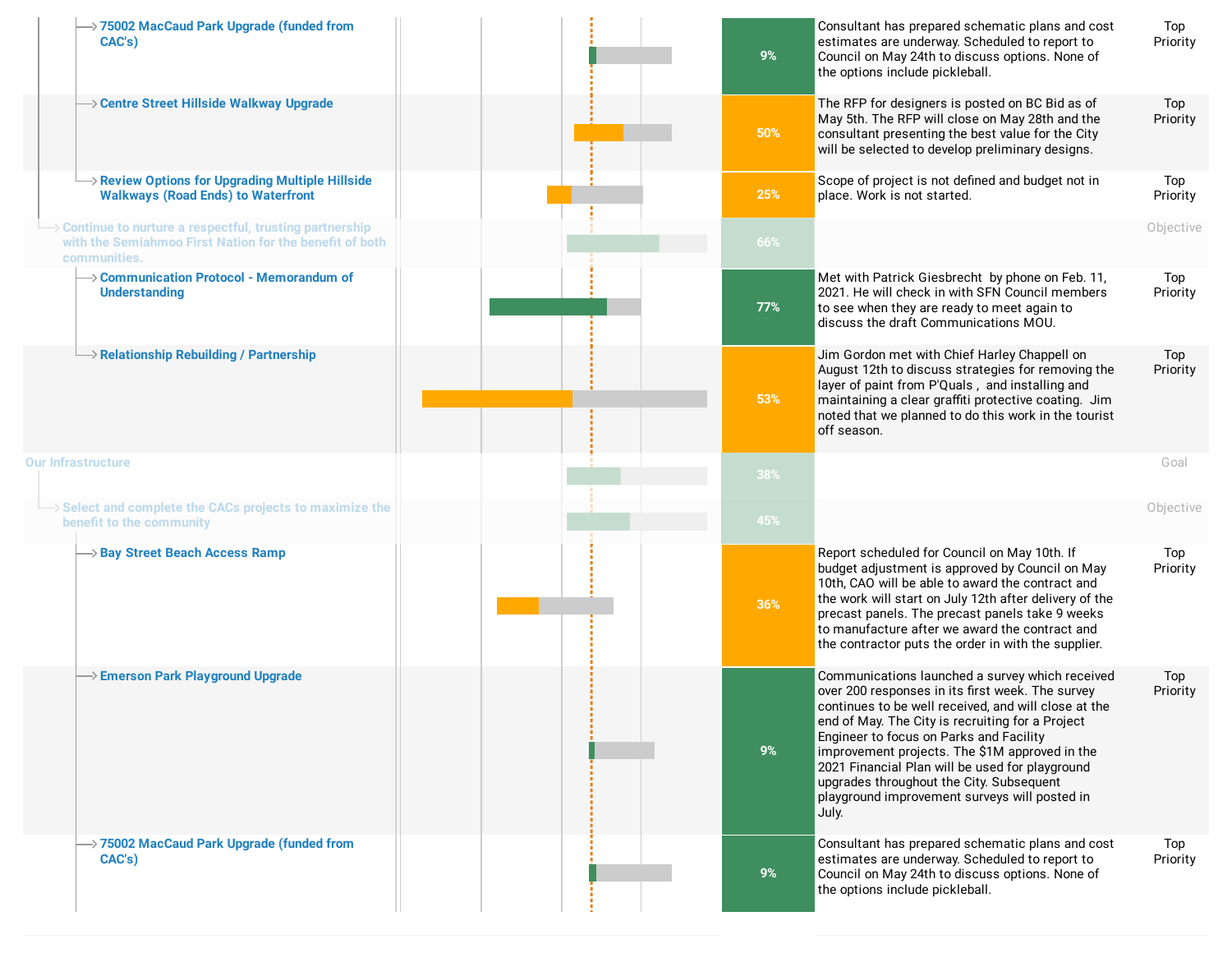| Item | Progress | Status Update | Type |
|---|---|---|---|
| 75002 MacCaud Park Upgrade (funded from CAC's) | 9% | Consultant has prepared schematic plans and cost estimates are underway. Scheduled to report to Council on May 24th to discuss options. None of the options include pickleball. | Top Priority |
| Centre Street Hillside Walkway Upgrade | 50% | The RFP for designers is posted on BC Bid as of May 5th. The RFP will close on May 28th and the consultant presenting the best value for the City will be selected to develop preliminary designs. | Top Priority |
| Review Options for Upgrading Multiple Hillside Walkways (Road Ends) to Waterfront | 25% | Scope of project is not defined and budget not in place. Work is not started. | Top Priority |
| Continue to nurture a respectful, trusting partnership with the Semiahmoo First Nation for the benefit of both communities. | 66% | | Objective |
| Communication Protocol - Memorandum of Understanding | 77% | Met with Patrick Giesbrecht by phone on Feb. 11, 2021. He will check in with SFN Council members to see when they are ready to meet again to discuss the draft Communications MOU. | Top Priority |
| Relationship Rebuilding / Partnership | 53% | Jim Gordon met with Chief Harley Chappell on August 12th to discuss strategies for removing the layer of paint from P'Quals , and installing and maintaining a clear graffiti protective coating. Jim noted that we planned to do this work in the tourist off season. | Top Priority |
| Our Infrastructure | 38% | | Goal |
| Select and complete the CACs projects to maximize the benefit to the community | 45% | | Objective |
| Bay Street Beach Access Ramp | 36% | Report scheduled for Council on May 10th. If budget adjustment is approved by Council on May 10th, CAO will be able to award the contract and the work will start on July 12th after delivery of the precast panels. The precast panels take 9 weeks to manufacture after we award the contract and the contractor puts the order in with the supplier. | Top Priority |
| Emerson Park Playground Upgrade | 9% | Communications launched a survey which received over 200 responses in its first week. The survey continues to be well received, and will close at the end of May. The City is recruiting for a Project Engineer to focus on Parks and Facility improvement projects. The $1M approved in the 2021 Financial Plan will be used for playground upgrades throughout the City. Subsequent playground improvement surveys will posted in July. | Top Priority |
| 75002 MacCaud Park Upgrade (funded from CAC's) | 9% | Consultant has prepared schematic plans and cost estimates are underway. Scheduled to report to Council on May 24th to discuss options. None of the options include pickleball. | Top Priority |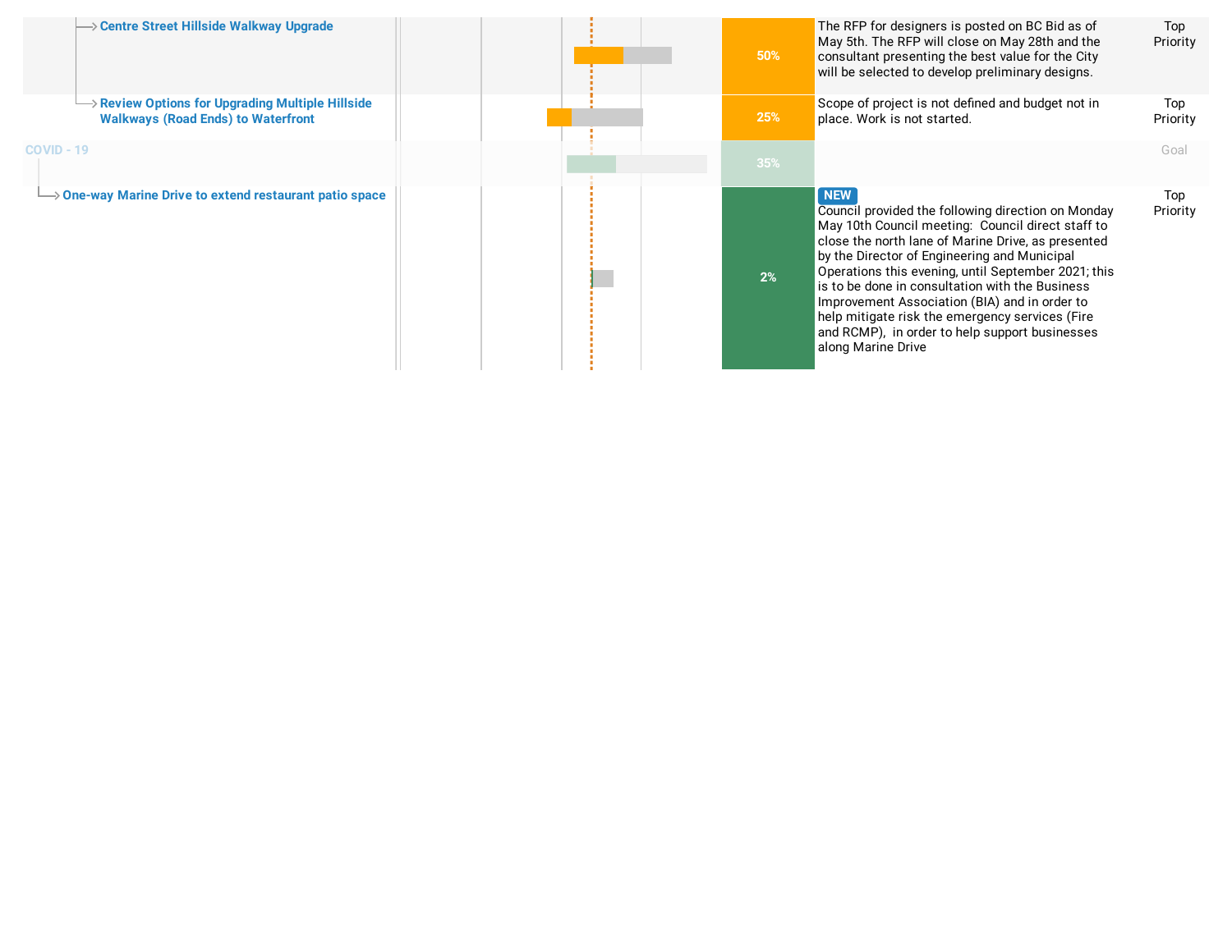| | | | |
|---|---|---|---|
| Centre Street Hillside Walkway Upgrade | 50% | The RFP for designers is posted on BC Bid as of May 5th. The RFP will close on May 28th and the consultant presenting the best value for the City will be selected to develop preliminary designs. | Top Priority |
| Review Options for Upgrading Multiple Hillside Walkways (Road Ends) to Waterfront | 25% | Scope of project is not defined and budget not in place. Work is not started. | Top Priority |
| COVID - 19 | 35% | | Goal |
| One-way Marine Drive to extend restaurant patio space | 2% | NEW Council provided the following direction on Monday May 10th Council meeting: Council direct staff to close the north lane of Marine Drive, as presented by the Director of Engineering and Municipal Operations this evening, until September 2021; this is to be done in consultation with the Business Improvement Association (BIA) and in order to help mitigate risk the emergency services (Fire and RCMP), in order to help support businesses along Marine Drive | Top Priority |